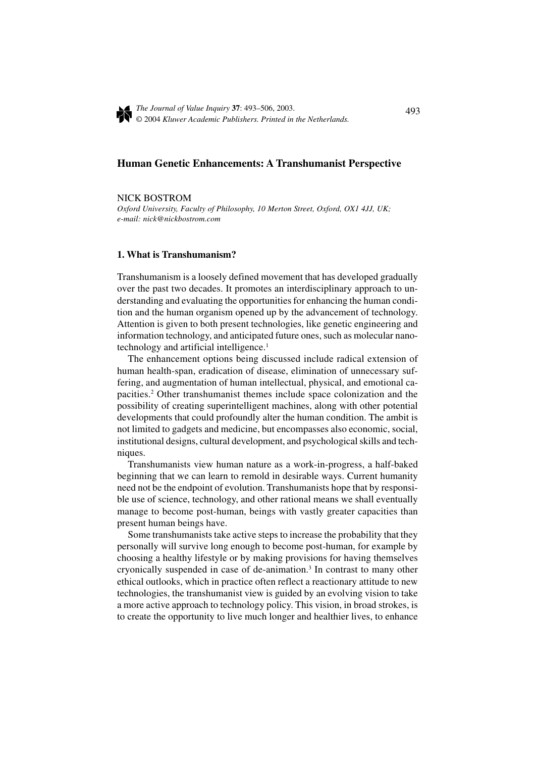## Human Genetic Enhancements: A Transhumanist Perspective

NICK BOSTROM

*Oxford University, Faculty of Philosophy, 10 Merton Street, Oxford, OX1 4JJ, UK; e-mail: nick@nickbostrom.com*

### 1. What is Transhumanism?

Transhumanism is a loosely defined movement that has developed gradually over the past two decades. It promotes an interdisciplinary approach to understanding and evaluating the opportunities for enhancing the human condition and the human organism opened up by the advancement of technology. Attention is given to both present technologies, like genetic engineering and information technology, and anticipated future ones, such as molecular nanotechnology and artificial intelligence.[1]

The enhancement options being discussed include radical extension of human health-span, eradication of disease, elimination of unnecessary suffering, and augmentation of human intellectual, physical, and emotional capacities.[2] Other transhumanist themes include space colonization and the possibility of creating superintelligent machines, along with other potential developments that could profoundly alter the human condition. The ambit is not limited to gadgets and medicine, but encompasses also economic, social, institutional designs, cultural development, and psychological skills and techniques.

Transhumanists view human nature as a work-in-progress, a half-baked beginning that we can learn to remold in desirable ways. Current humanity need not be the endpoint of evolution. Transhumanists hope that by responsible use of science, technology, and other rational means we shall eventually manage to become post-human, beings with vastly greater capacities than present human beings have.

Some transhumanists take active steps to increase the probability that they personally will survive long enough to become post-human, for example by choosing a healthy lifestyle or by making provisions for having themselves cryonically suspended in case of de-animation.[3] In contrast to many other ethical outlooks, which in practice often reflect a reactionary attitude to new technologies, the transhumanist view is guided by an evolving vision to take a more active approach to technology policy. This vision, in broad strokes, is to create the opportunity to live much longer and healthier lives, to enhance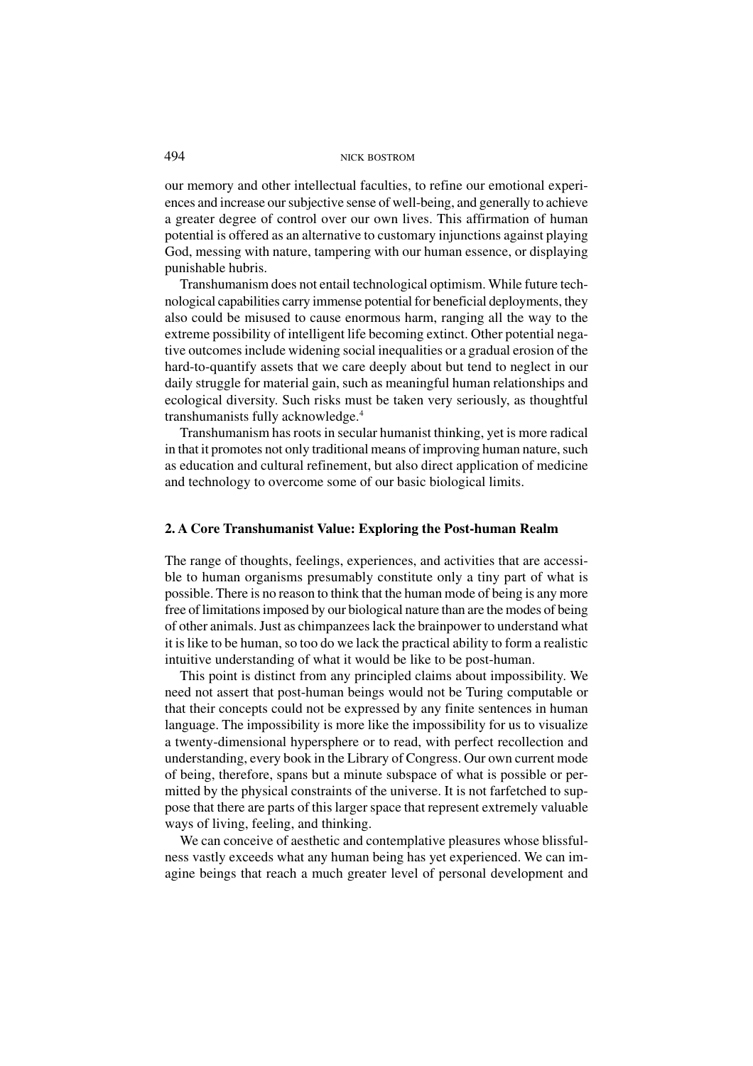our memory and other intellectual faculties, to refine our emotional experiences and increase our subjective sense of well-being, and generally to achieve a greater degree of control over our own lives. This affirmation of human potential is offered as an alternative to customary injunctions against playing God, messing with nature, tampering with our human essence, or displaying punishable hubris.

Transhumanism does not entail technological optimism. While future technological capabilities carry immense potential for beneficial deployments, they also could be misused to cause enormous harm, ranging all the way to the extreme possibility of intelligent life becoming extinct. Other potential negative outcomes include widening social inequalities or a gradual erosion of the hard-to-quantify assets that we care deeply about but tend to neglect in our daily struggle for material gain, such as meaningful human relationships and ecological diversity. Such risks must be taken very seriously, as thoughtful transhumanists fully acknowledge.[4]

Transhumanism has roots in secular humanist thinking, yet is more radical in that it promotes not only traditional means of improving human nature, such as education and cultural refinement, but also direct application of medicine and technology to overcome some of our basic biological limits.

## 2. A Core Transhumanist Value: Exploring the Post-human Realm

The range of thoughts, feelings, experiences, and activities that are accessible to human organisms presumably constitute only a tiny part of what is possible. There is no reason to think that the human mode of being is any more free of limitations imposed by our biological nature than are the modes of being of other animals. Just as chimpanzees lack the brainpower to understand what it is like to be human, so too do we lack the practical ability to form a realistic intuitive understanding of what it would be like to be post-human.

This point is distinct from any principled claims about impossibility. We need not assert that post-human beings would not be Turing computable or that their concepts could not be expressed by any finite sentences in human language. The impossibility is more like the impossibility for us to visualize a twenty-dimensional hypersphere or to read, with perfect recollection and understanding, every book in the Library of Congress. Our own current mode of being, therefore, spans but a minute subspace of what is possible or permitted by the physical constraints of the universe. It is not farfetched to suppose that there are parts of this larger space that represent extremely valuable ways of living, feeling, and thinking.

We can conceive of aesthetic and contemplative pleasures whose blissfulness vastly exceeds what any human being has yet experienced. We can imagine beings that reach a much greater level of personal development and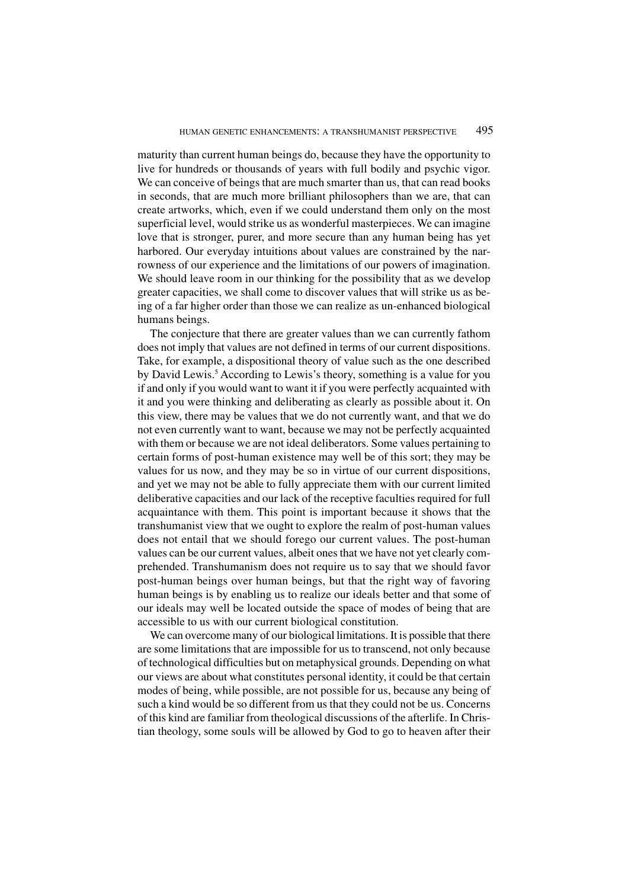maturity than current human beings do, because they have the opportunity to live for hundreds or thousands of years with full bodily and psychic vigor. We can conceive of beings that are much smarter than us, that can read books in seconds, that are much more brilliant philosophers than we are, that can create artworks, which, even if we could understand them only on the most superficial level, would strike us as wonderful masterpieces. We can imagine love that is stronger, purer, and more secure than any human being has yet harbored. Our everyday intuitions about values are constrained by the narrowness of our experience and the limitations of our powers of imagination. We should leave room in our thinking for the possibility that as we develop greater capacities, we shall come to discover values that will strike us as being of a far higher order than those we can realize as un-enhanced biological humans beings.

The conjecture that there are greater values than we can currently fathom does not imply that values are not defined in terms of our current dispositions. Take, for example, a dispositional theory of value such as the one described by David Lewis.[5] According to Lewis's theory, something is a value for you if and only if you would want to want it if you were perfectly acquainted with it and you were thinking and deliberating as clearly as possible about it. On this view, there may be values that we do not currently want, and that we do not even currently want to want, because we may not be perfectly acquainted with them or because we are not ideal deliberators. Some values pertaining to certain forms of post-human existence may well be of this sort; they may be values for us now, and they may be so in virtue of our current dispositions, and yet we may not be able to fully appreciate them with our current limited deliberative capacities and our lack of the receptive faculties required for full acquaintance with them. This point is important because it shows that the transhumanist view that we ought to explore the realm of post-human values does not entail that we should forego our current values. The post-human values can be our current values, albeit ones that we have not yet clearly comprehended. Transhumanism does not require us to say that we should favor post-human beings over human beings, but that the right way of favoring human beings is by enabling us to realize our ideals better and that some of our ideals may well be located outside the space of modes of being that are accessible to us with our current biological constitution.

We can overcome many of our biological limitations. It is possible that there are some limitations that are impossible for us to transcend, not only because of technological difficulties but on metaphysical grounds. Depending on what our views are about what constitutes personal identity, it could be that certain modes of being, while possible, are not possible for us, because any being of such a kind would be so different from us that they could not be us. Concerns of this kind are familiar from theological discussions of the afterlife. In Christian theology, some souls will be allowed by God to go to heaven after their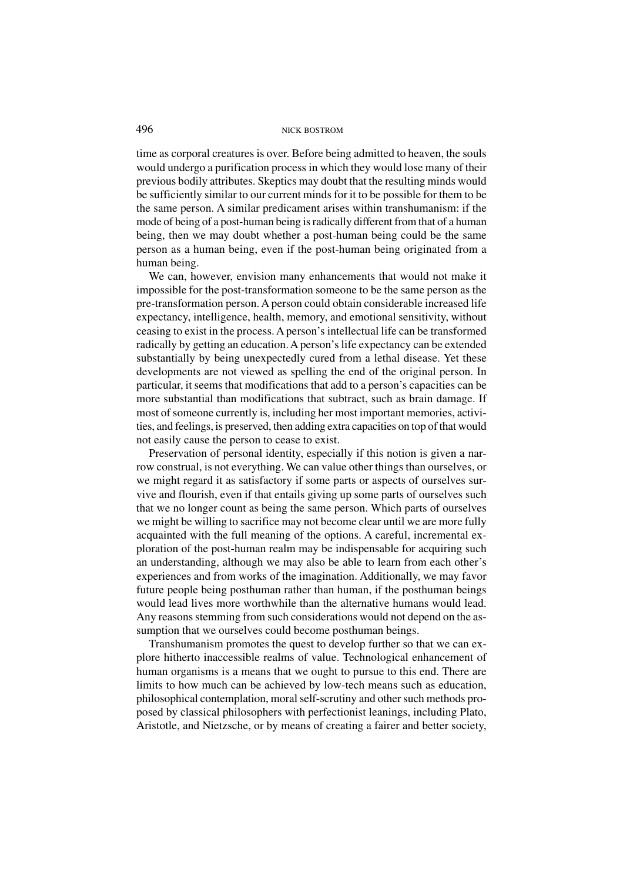time as corporal creatures is over. Before being admitted to heaven, the souls would undergo a purification process in which they would lose many of their previous bodily attributes. Skeptics may doubt that the resulting minds would be sufficiently similar to our current minds for it to be possible for them to be the same person. A similar predicament arises within transhumanism: if the mode of being of a post-human being is radically different from that of a human being, then we may doubt whether a post-human being could be the same person as a human being, even if the post-human being originated from a human being.

We can, however, envision many enhancements that would not make it impossible for the post-transformation someone to be the same person as the pre-transformation person. A person could obtain considerable increased life expectancy, intelligence, health, memory, and emotional sensitivity, without ceasing to exist in the process. A person's intellectual life can be transformed radically by getting an education. A person's life expectancy can be extended substantially by being unexpectedly cured from a lethal disease. Yet these developments are not viewed as spelling the end of the original person. In particular, it seems that modifications that add to a person's capacities can be more substantial than modifications that subtract, such as brain damage. If most of someone currently is, including her most important memories, activities, and feelings, is preserved, then adding extra capacities on top of that would not easily cause the person to cease to exist.

Preservation of personal identity, especially if this notion is given a narrow construal, is not everything. We can value other things than ourselves, or we might regard it as satisfactory if some parts or aspects of ourselves survive and flourish, even if that entails giving up some parts of ourselves such that we no longer count as being the same person. Which parts of ourselves we might be willing to sacrifice may not become clear until we are more fully acquainted with the full meaning of the options. A careful, incremental exploration of the post-human realm may be indispensable for acquiring such an understanding, although we may also be able to learn from each other's experiences and from works of the imagination. Additionally, we may favor future people being posthuman rather than human, if the posthuman beings would lead lives more worthwhile than the alternative humans would lead. Any reasons stemming from such considerations would not depend on the assumption that we ourselves could become posthuman beings.

Transhumanism promotes the quest to develop further so that we can explore hitherto inaccessible realms of value. Technological enhancement of human organisms is a means that we ought to pursue to this end. There are limits to how much can be achieved by low-tech means such as education, philosophical contemplation, moral self-scrutiny and other such methods proposed by classical philosophers with perfectionist leanings, including Plato, Aristotle, and Nietzsche, or by means of creating a fairer and better society,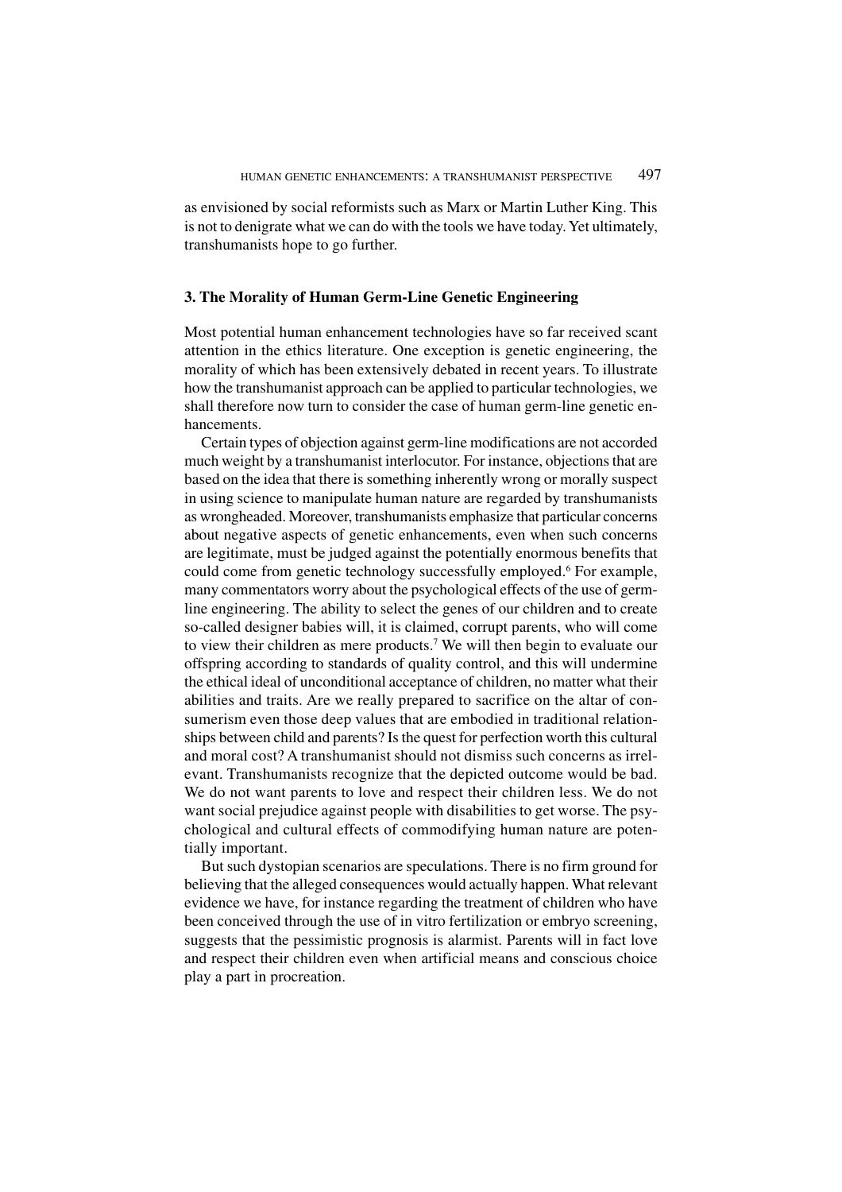as envisioned by social reformists such as Marx or Martin Luther King. This is not to denigrate what we can do with the tools we have today. Yet ultimately, transhumanists hope to go further.

### 3. The Morality of Human Germ-Line Genetic Engineering

Most potential human enhancement technologies have so far received scant attention in the ethics literature. One exception is genetic engineering, the morality of which has been extensively debated in recent years. To illustrate how the transhumanist approach can be applied to particular technologies, we shall therefore now turn to consider the case of human germ-line genetic enhancements.

Certain types of objection against germ-line modifications are not accorded much weight by a transhumanist interlocutor. For instance, objections that are based on the idea that there is something inherently wrong or morally suspect in using science to manipulate human nature are regarded by transhumanists as wrongheaded. Moreover, transhumanists emphasize that particular concerns about negative aspects of genetic enhancements, even when such concerns are legitimate, must be judged against the potentially enormous benefits that could come from genetic technology successfully employed.[6] For example, many commentators worry about the psychological effects of the use of germ-line engineering. The ability to select the genes of our children and to create so-called designer babies will, it is claimed, corrupt parents, who will come to view their children as mere products.[7] We will then begin to evaluate our offspring according to standards of quality control, and this will undermine the ethical ideal of unconditional acceptance of children, no matter what their abilities and traits. Are we really prepared to sacrifice on the altar of consumerism even those deep values that are embodied in traditional relationships between child and parents? Is the quest for perfection worth this cultural and moral cost? A transhumanist should not dismiss such concerns as irrelevant. Transhumanists recognize that the depicted outcome would be bad. We do not want parents to love and respect their children less. We do not want social prejudice against people with disabilities to get worse. The psychological and cultural effects of commodifying human nature are potentially important.

But such dystopian scenarios are speculations. There is no firm ground for believing that the alleged consequences would actually happen. What relevant evidence we have, for instance regarding the treatment of children who have been conceived through the use of in vitro fertilization or embryo screening, suggests that the pessimistic prognosis is alarmist. Parents will in fact love and respect their children even when artificial means and conscious choice play a part in procreation.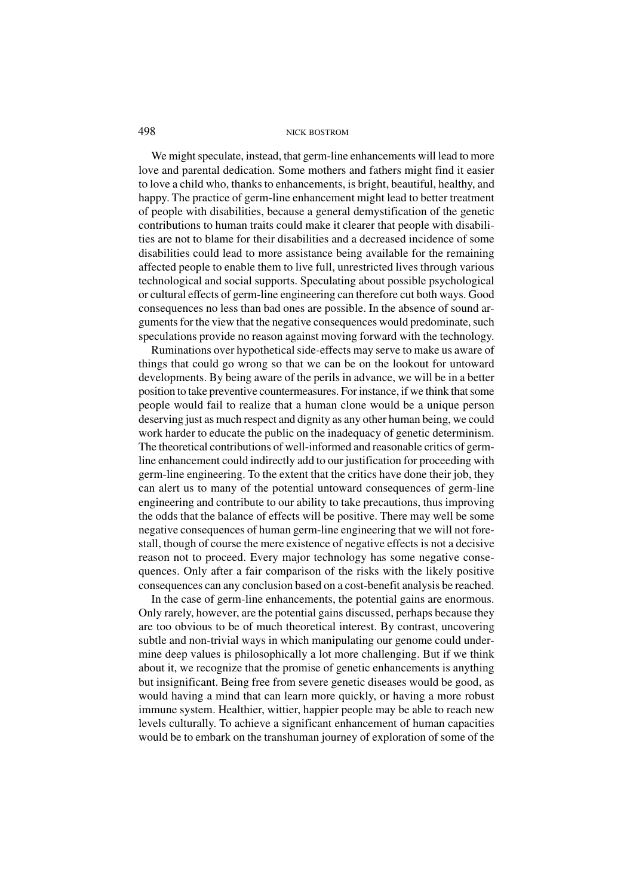We might speculate, instead, that germ-line enhancements will lead to more love and parental dedication. Some mothers and fathers might find it easier to love a child who, thanks to enhancements, is bright, beautiful, healthy, and happy. The practice of germ-line enhancement might lead to better treatment of people with disabilities, because a general demystification of the genetic contributions to human traits could make it clearer that people with disabilities are not to blame for their disabilities and a decreased incidence of some disabilities could lead to more assistance being available for the remaining affected people to enable them to live full, unrestricted lives through various technological and social supports. Speculating about possible psychological or cultural effects of germ-line engineering can therefore cut both ways. Good consequences no less than bad ones are possible. In the absence of sound arguments for the view that the negative consequences would predominate, such speculations provide no reason against moving forward with the technology.

Ruminations over hypothetical side-effects may serve to make us aware of things that could go wrong so that we can be on the lookout for untoward developments. By being aware of the perils in advance, we will be in a better position to take preventive countermeasures. For instance, if we think that some people would fail to realize that a human clone would be a unique person deserving just as much respect and dignity as any other human being, we could work harder to educate the public on the inadequacy of genetic determinism. The theoretical contributions of well-informed and reasonable critics of germ-line enhancement could indirectly add to our justification for proceeding with germ-line engineering. To the extent that the critics have done their job, they can alert us to many of the potential untoward consequences of germ-line engineering and contribute to our ability to take precautions, thus improving the odds that the balance of effects will be positive. There may well be some negative consequences of human germ-line engineering that we will not forestall, though of course the mere existence of negative effects is not a decisive reason not to proceed. Every major technology has some negative consequences. Only after a fair comparison of the risks with the likely positive consequences can any conclusion based on a cost-benefit analysis be reached.

In the case of germ-line enhancements, the potential gains are enormous. Only rarely, however, are the potential gains discussed, perhaps because they are too obvious to be of much theoretical interest. By contrast, uncovering subtle and non-trivial ways in which manipulating our genome could undermine deep values is philosophically a lot more challenging. But if we think about it, we recognize that the promise of genetic enhancements is anything but insignificant. Being free from severe genetic diseases would be good, as would having a mind that can learn more quickly, or having a more robust immune system. Healthier, wittier, happier people may be able to reach new levels culturally. To achieve a significant enhancement of human capacities would be to embark on the transhuman journey of exploration of some of the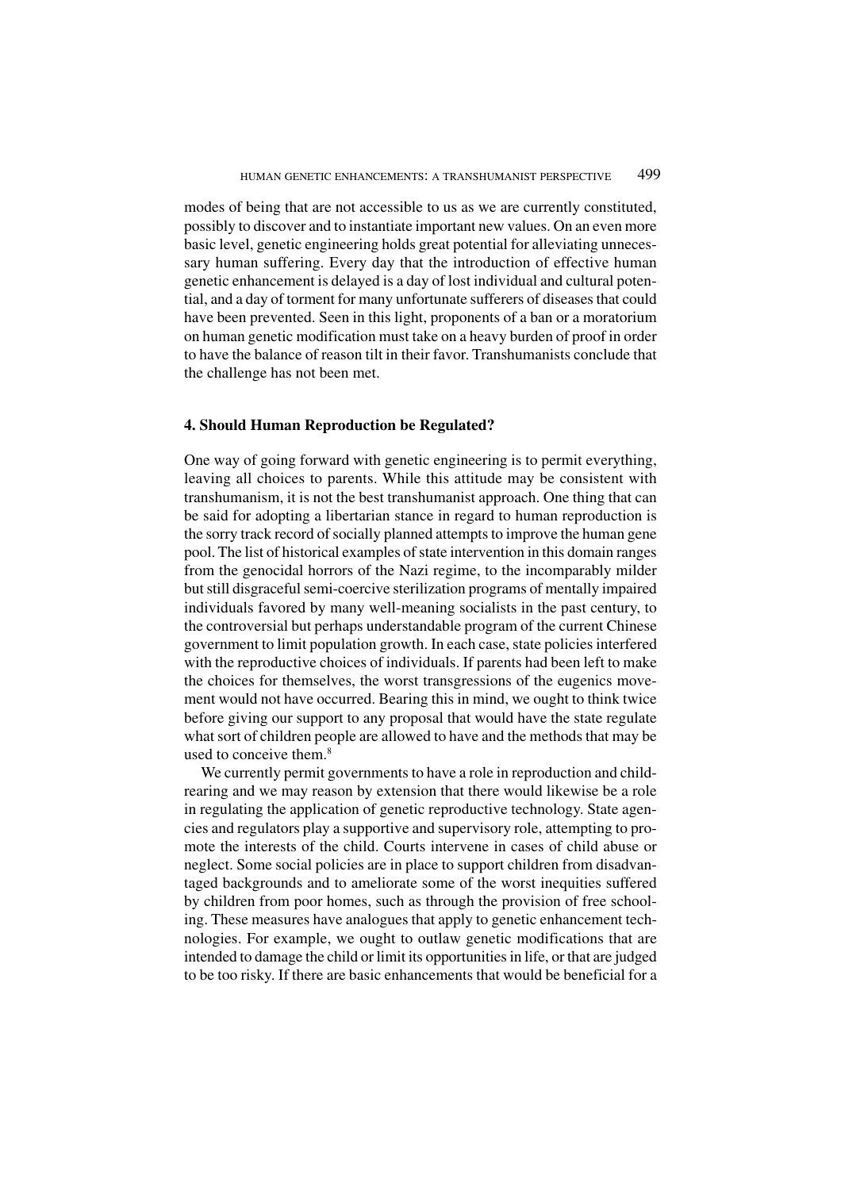modes of being that are not accessible to us as we are currently constituted, possibly to discover and to instantiate important new values. On an even more basic level, genetic engineering holds great potential for alleviating unnecessary human suffering. Every day that the introduction of effective human genetic enhancement is delayed is a day of lost individual and cultural potential, and a day of torment for many unfortunate sufferers of diseases that could have been prevented. Seen in this light, proponents of a ban or a moratorium on human genetic modification must take on a heavy burden of proof in order to have the balance of reason tilt in their favor. Transhumanists conclude that the challenge has not been met.

## 4. Should Human Reproduction be Regulated?

One way of going forward with genetic engineering is to permit everything, leaving all choices to parents. While this attitude may be consistent with transhumanism, it is not the best transhumanist approach. One thing that can be said for adopting a libertarian stance in regard to human reproduction is the sorry track record of socially planned attempts to improve the human gene pool. The list of historical examples of state intervention in this domain ranges from the genocidal horrors of the Nazi regime, to the incomparably milder but still disgraceful semi-coercive sterilization programs of mentally impaired individuals favored by many well-meaning socialists in the past century, to the controversial but perhaps understandable program of the current Chinese government to limit population growth. In each case, state policies interfered with the reproductive choices of individuals. If parents had been left to make the choices for themselves, the worst transgressions of the eugenics movement would not have occurred. Bearing this in mind, we ought to think twice before giving our support to any proposal that would have the state regulate what sort of children people are allowed to have and the methods that may be used to conceive them.[8]

We currently permit governments to have a role in reproduction and child-rearing and we may reason by extension that there would likewise be a role in regulating the application of genetic reproductive technology. State agencies and regulators play a supportive and supervisory role, attempting to promote the interests of the child. Courts intervene in cases of child abuse or neglect. Some social policies are in place to support children from disadvantaged backgrounds and to ameliorate some of the worst inequities suffered by children from poor homes, such as through the provision of free schooling. These measures have analogues that apply to genetic enhancement technologies. For example, we ought to outlaw genetic modifications that are intended to damage the child or limit its opportunities in life, or that are judged to be too risky. If there are basic enhancements that would be beneficial for a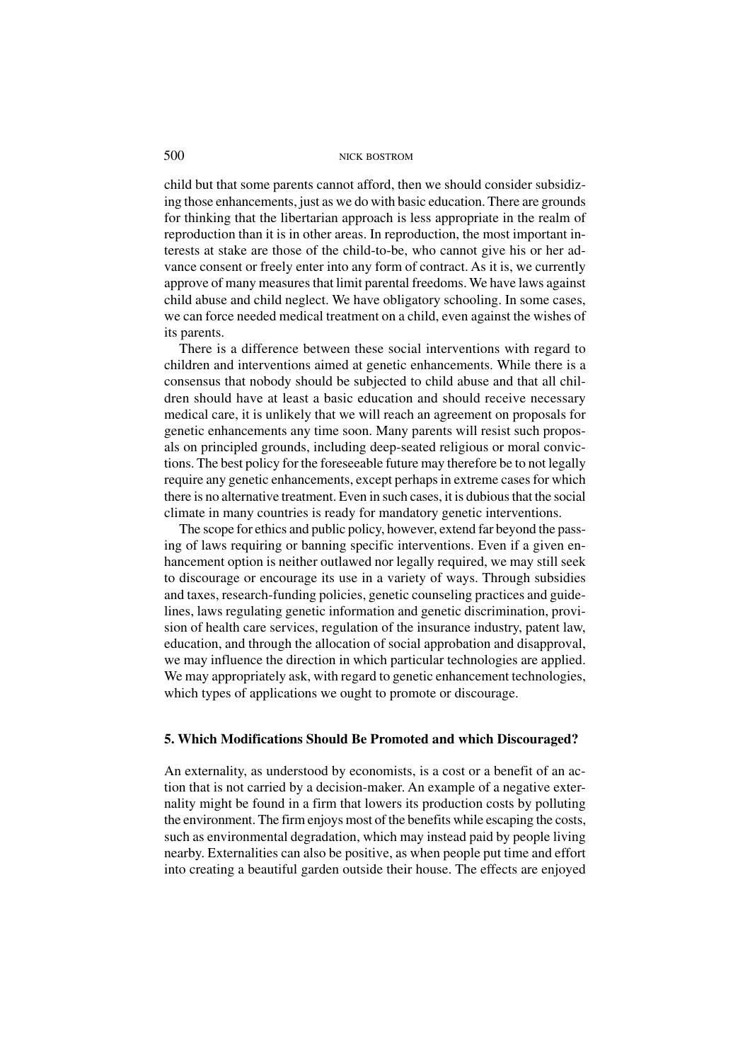child but that some parents cannot afford, then we should consider subsidizing those enhancements, just as we do with basic education. There are grounds for thinking that the libertarian approach is less appropriate in the realm of reproduction than it is in other areas. In reproduction, the most important interests at stake are those of the child-to-be, who cannot give his or her advance consent or freely enter into any form of contract. As it is, we currently approve of many measures that limit parental freedoms. We have laws against child abuse and child neglect. We have obligatory schooling. In some cases, we can force needed medical treatment on a child, even against the wishes of its parents.

There is a difference between these social interventions with regard to children and interventions aimed at genetic enhancements. While there is a consensus that nobody should be subjected to child abuse and that all children should have at least a basic education and should receive necessary medical care, it is unlikely that we will reach an agreement on proposals for genetic enhancements any time soon. Many parents will resist such proposals on principled grounds, including deep-seated religious or moral convictions. The best policy for the foreseeable future may therefore be to not legally require any genetic enhancements, except perhaps in extreme cases for which there is no alternative treatment. Even in such cases, it is dubious that the social climate in many countries is ready for mandatory genetic interventions.

The scope for ethics and public policy, however, extend far beyond the passing of laws requiring or banning specific interventions. Even if a given enhancement option is neither outlawed nor legally required, we may still seek to discourage or encourage its use in a variety of ways. Through subsidies and taxes, research-funding policies, genetic counseling practices and guidelines, laws regulating genetic information and genetic discrimination, provision of health care services, regulation of the insurance industry, patent law, education, and through the allocation of social approbation and disapproval, we may influence the direction in which particular technologies are applied. We may appropriately ask, with regard to genetic enhancement technologies, which types of applications we ought to promote or discourage.

## 5. Which Modifications Should Be Promoted and which Discouraged?

An externality, as understood by economists, is a cost or a benefit of an action that is not carried by a decision-maker. An example of a negative externality might be found in a firm that lowers its production costs by polluting the environment. The firm enjoys most of the benefits while escaping the costs, such as environmental degradation, which may instead paid by people living nearby. Externalities can also be positive, as when people put time and effort into creating a beautiful garden outside their house. The effects are enjoyed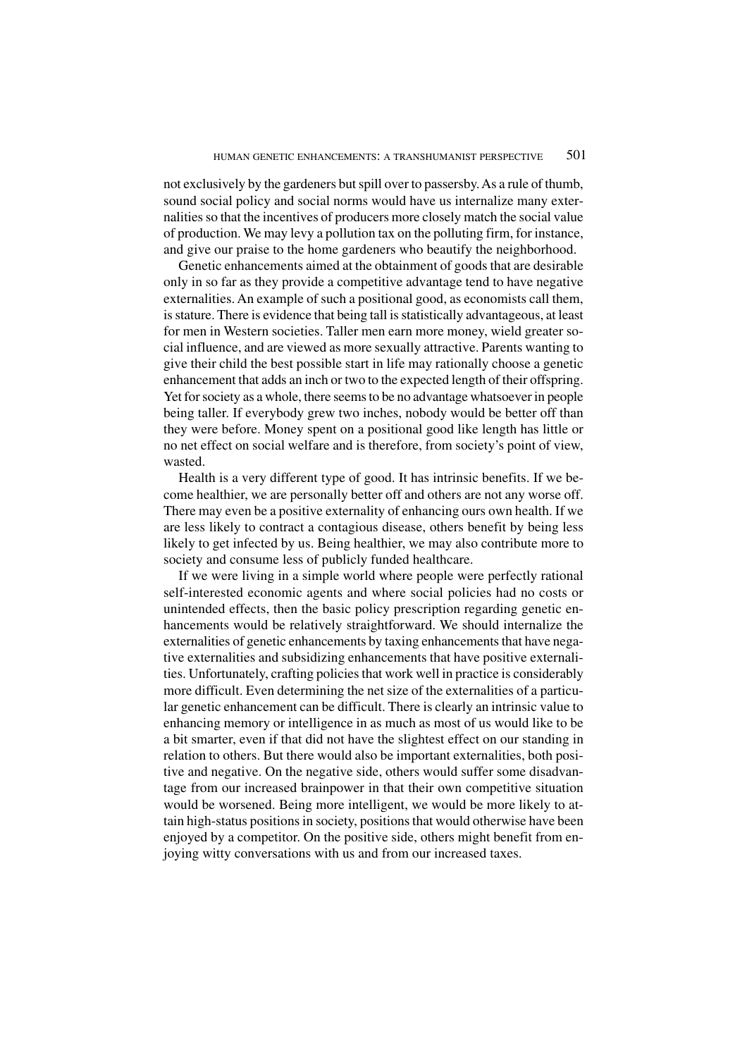not exclusively by the gardeners but spill over to passersby. As a rule of thumb, sound social policy and social norms would have us internalize many externalities so that the incentives of producers more closely match the social value of production. We may levy a pollution tax on the polluting firm, for instance, and give our praise to the home gardeners who beautify the neighborhood.

Genetic enhancements aimed at the obtainment of goods that are desirable only in so far as they provide a competitive advantage tend to have negative externalities. An example of such a positional good, as economists call them, is stature. There is evidence that being tall is statistically advantageous, at least for men in Western societies. Taller men earn more money, wield greater social influence, and are viewed as more sexually attractive. Parents wanting to give their child the best possible start in life may rationally choose a genetic enhancement that adds an inch or two to the expected length of their offspring. Yet for society as a whole, there seems to be no advantage whatsoever in people being taller. If everybody grew two inches, nobody would be better off than they were before. Money spent on a positional good like length has little or no net effect on social welfare and is therefore, from society's point of view, wasted.

Health is a very different type of good. It has intrinsic benefits. If we become healthier, we are personally better off and others are not any worse off. There may even be a positive externality of enhancing ours own health. If we are less likely to contract a contagious disease, others benefit by being less likely to get infected by us. Being healthier, we may also contribute more to society and consume less of publicly funded healthcare.

If we were living in a simple world where people were perfectly rational self-interested economic agents and where social policies had no costs or unintended effects, then the basic policy prescription regarding genetic enhancements would be relatively straightforward. We should internalize the externalities of genetic enhancements by taxing enhancements that have negative externalities and subsidizing enhancements that have positive externalities. Unfortunately, crafting policies that work well in practice is considerably more difficult. Even determining the net size of the externalities of a particular genetic enhancement can be difficult. There is clearly an intrinsic value to enhancing memory or intelligence in as much as most of us would like to be a bit smarter, even if that did not have the slightest effect on our standing in relation to others. But there would also be important externalities, both positive and negative. On the negative side, others would suffer some disadvantage from our increased brainpower in that their own competitive situation would be worsened. Being more intelligent, we would be more likely to attain high-status positions in society, positions that would otherwise have been enjoyed by a competitor. On the positive side, others might benefit from enjoying witty conversations with us and from our increased taxes.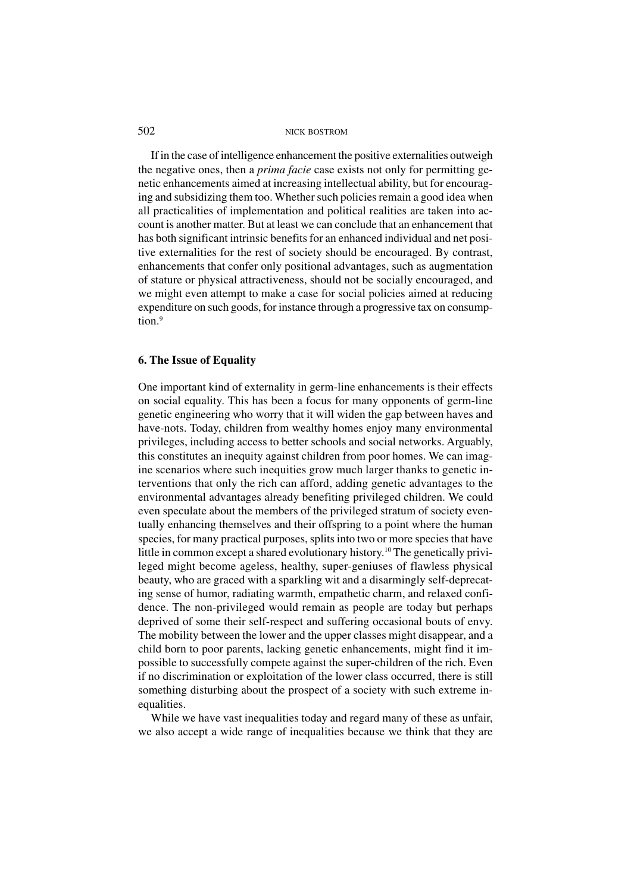If in the case of intelligence enhancement the positive externalities outweigh the negative ones, then a *prima facie* case exists not only for permitting genetic enhancements aimed at increasing intellectual ability, but for encouraging and subsidizing them too. Whether such policies remain a good idea when all practicalities of implementation and political realities are taken into account is another matter. But at least we can conclude that an enhancement that has both significant intrinsic benefits for an enhanced individual and net positive externalities for the rest of society should be encouraged. By contrast, enhancements that confer only positional advantages, such as augmentation of stature or physical attractiveness, should not be socially encouraged, and we might even attempt to make a case for social policies aimed at reducing expenditure on such goods, for instance through a progressive tax on consumption.[9]

## 6. The Issue of Equality

One important kind of externality in germ-line enhancements is their effects on social equality. This has been a focus for many opponents of germ-line genetic engineering who worry that it will widen the gap between haves and have-nots. Today, children from wealthy homes enjoy many environmental privileges, including access to better schools and social networks. Arguably, this constitutes an inequity against children from poor homes. We can imagine scenarios where such inequities grow much larger thanks to genetic interventions that only the rich can afford, adding genetic advantages to the environmental advantages already benefiting privileged children. We could even speculate about the members of the privileged stratum of society eventually enhancing themselves and their offspring to a point where the human species, for many practical purposes, splits into two or more species that have little in common except a shared evolutionary history.[10] The genetically privileged might become ageless, healthy, super-geniuses of flawless physical beauty, who are graced with a sparkling wit and a disarmingly self-deprecating sense of humor, radiating warmth, empathetic charm, and relaxed confidence. The non-privileged would remain as people are today but perhaps deprived of some their self-respect and suffering occasional bouts of envy. The mobility between the lower and the upper classes might disappear, and a child born to poor parents, lacking genetic enhancements, might find it impossible to successfully compete against the super-children of the rich. Even if no discrimination or exploitation of the lower class occurred, there is still something disturbing about the prospect of a society with such extreme inequalities.

While we have vast inequalities today and regard many of these as unfair, we also accept a wide range of inequalities because we think that they are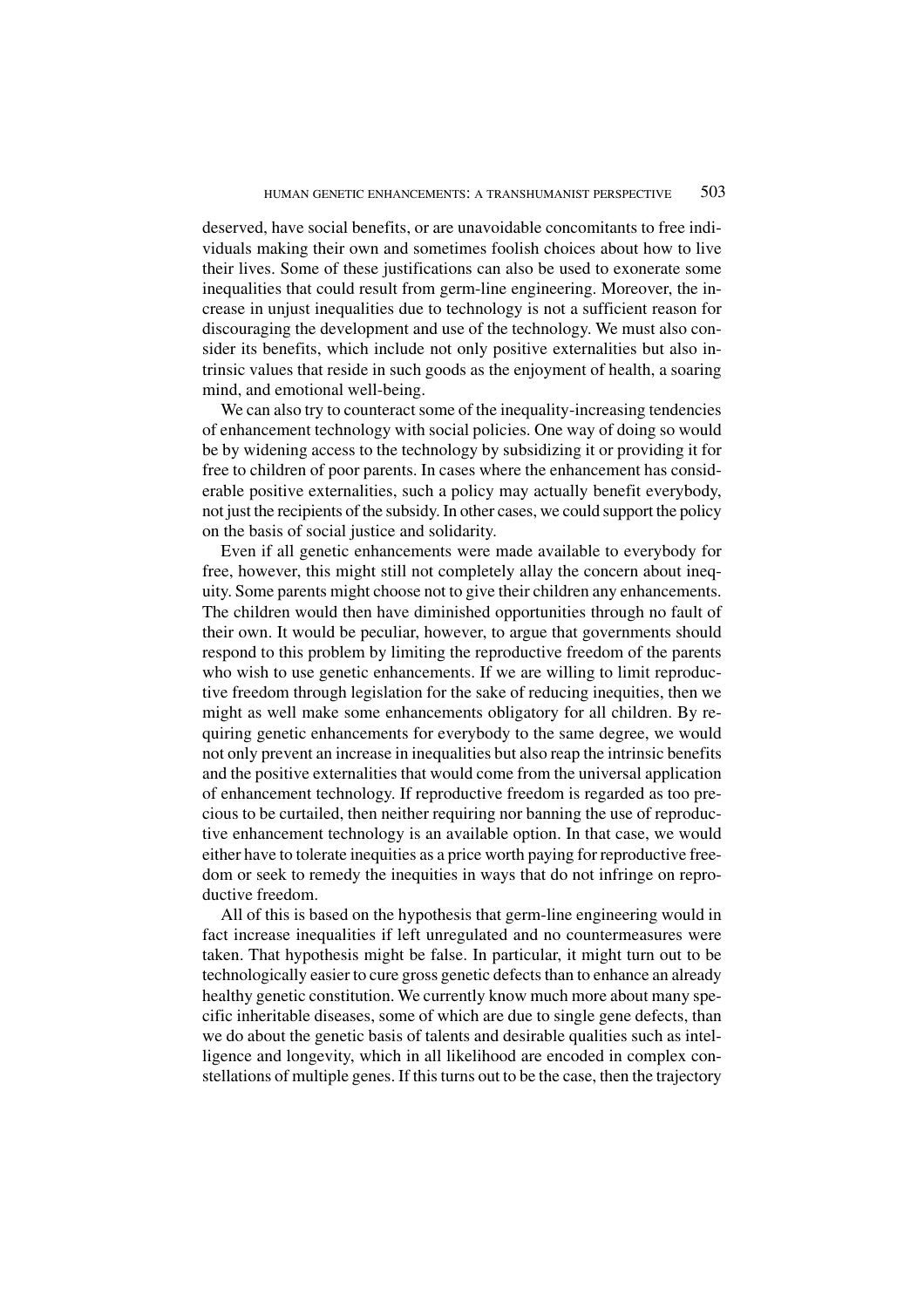deserved, have social benefits, or are unavoidable concomitants to free individuals making their own and sometimes foolish choices about how to live their lives. Some of these justifications can also be used to exonerate some inequalities that could result from germ-line engineering. Moreover, the increase in unjust inequalities due to technology is not a sufficient reason for discouraging the development and use of the technology. We must also consider its benefits, which include not only positive externalities but also intrinsic values that reside in such goods as the enjoyment of health, a soaring mind, and emotional well-being.

We can also try to counteract some of the inequality-increasing tendencies of enhancement technology with social policies. One way of doing so would be by widening access to the technology by subsidizing it or providing it for free to children of poor parents. In cases where the enhancement has considerable positive externalities, such a policy may actually benefit everybody, not just the recipients of the subsidy. In other cases, we could support the policy on the basis of social justice and solidarity.

Even if all genetic enhancements were made available to everybody for free, however, this might still not completely allay the concern about inequity. Some parents might choose not to give their children any enhancements. The children would then have diminished opportunities through no fault of their own. It would be peculiar, however, to argue that governments should respond to this problem by limiting the reproductive freedom of the parents who wish to use genetic enhancements. If we are willing to limit reproductive freedom through legislation for the sake of reducing inequities, then we might as well make some enhancements obligatory for all children. By requiring genetic enhancements for everybody to the same degree, we would not only prevent an increase in inequalities but also reap the intrinsic benefits and the positive externalities that would come from the universal application of enhancement technology. If reproductive freedom is regarded as too precious to be curtailed, then neither requiring nor banning the use of reproductive enhancement technology is an available option. In that case, we would either have to tolerate inequities as a price worth paying for reproductive freedom or seek to remedy the inequities in ways that do not infringe on reproductive freedom.

All of this is based on the hypothesis that germ-line engineering would in fact increase inequalities if left unregulated and no countermeasures were taken. That hypothesis might be false. In particular, it might turn out to be technologically easier to cure gross genetic defects than to enhance an already healthy genetic constitution. We currently know much more about many specific inheritable diseases, some of which are due to single gene defects, than we do about the genetic basis of talents and desirable qualities such as intelligence and longevity, which in all likelihood are encoded in complex constellations of multiple genes. If this turns out to be the case, then the trajectory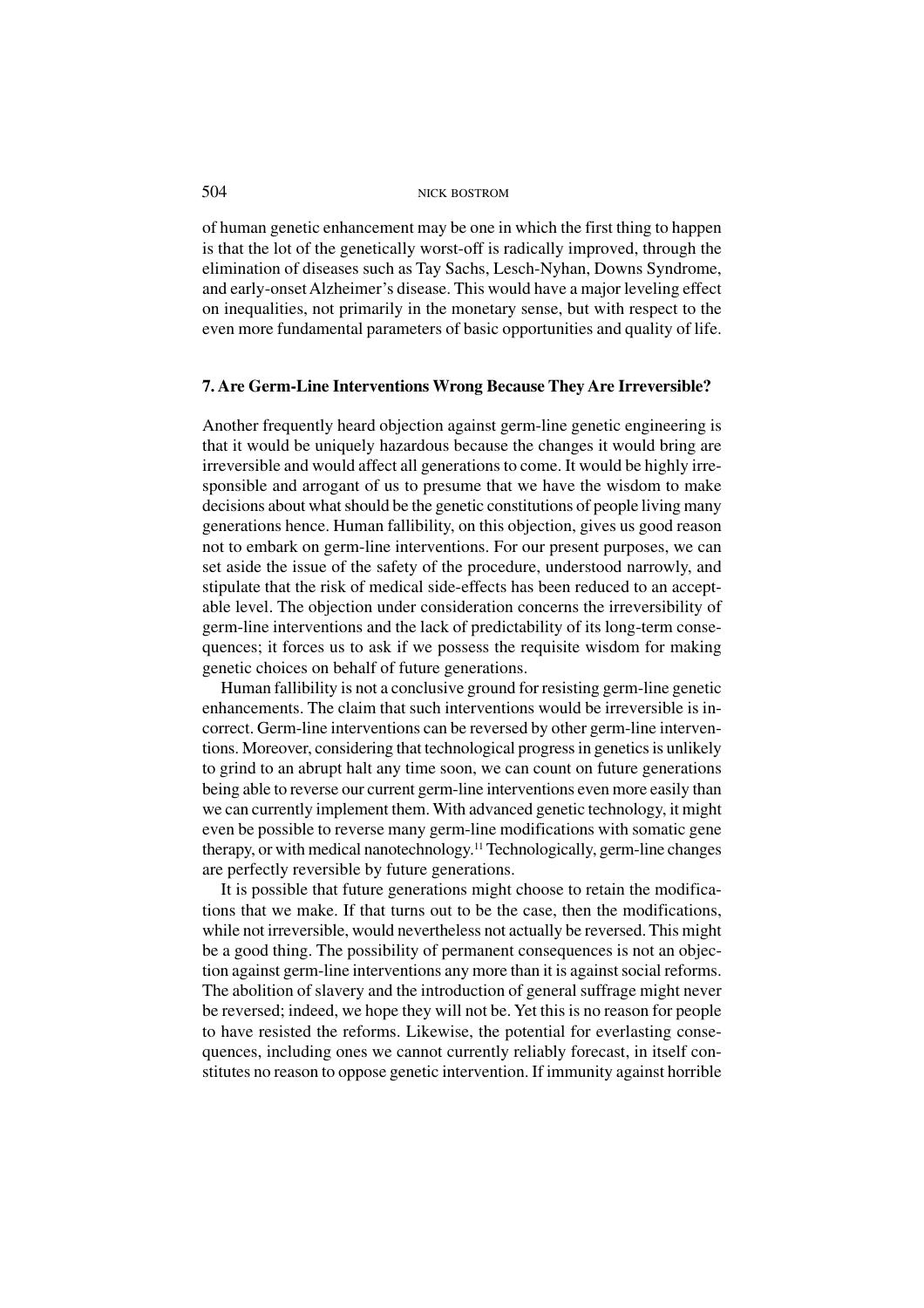of human genetic enhancement may be one in which the first thing to happen is that the lot of the genetically worst-off is radically improved, through the elimination of diseases such as Tay Sachs, Lesch-Nyhan, Downs Syndrome, and early-onset Alzheimer's disease. This would have a major leveling effect on inequalities, not primarily in the monetary sense, but with respect to the even more fundamental parameters of basic opportunities and quality of life.

## 7. Are Germ-Line Interventions Wrong Because They Are Irreversible?

Another frequently heard objection against germ-line genetic engineering is that it would be uniquely hazardous because the changes it would bring are irreversible and would affect all generations to come. It would be highly irresponsible and arrogant of us to presume that we have the wisdom to make decisions about what should be the genetic constitutions of people living many generations hence. Human fallibility, on this objection, gives us good reason not to embark on germ-line interventions. For our present purposes, we can set aside the issue of the safety of the procedure, understood narrowly, and stipulate that the risk of medical side-effects has been reduced to an acceptable level. The objection under consideration concerns the irreversibility of germ-line interventions and the lack of predictability of its long-term consequences; it forces us to ask if we possess the requisite wisdom for making genetic choices on behalf of future generations.

Human fallibility is not a conclusive ground for resisting germ-line genetic enhancements. The claim that such interventions would be irreversible is incorrect. Germ-line interventions can be reversed by other germ-line interventions. Moreover, considering that technological progress in genetics is unlikely to grind to an abrupt halt any time soon, we can count on future generations being able to reverse our current germ-line interventions even more easily than we can currently implement them. With advanced genetic technology, it might even be possible to reverse many germ-line modifications with somatic gene therapy, or with medical nanotechnology.[11] Technologically, germ-line changes are perfectly reversible by future generations.

It is possible that future generations might choose to retain the modifications that we make. If that turns out to be the case, then the modifications, while not irreversible, would nevertheless not actually be reversed. This might be a good thing. The possibility of permanent consequences is not an objection against germ-line interventions any more than it is against social reforms. The abolition of slavery and the introduction of general suffrage might never be reversed; indeed, we hope they will not be. Yet this is no reason for people to have resisted the reforms. Likewise, the potential for everlasting consequences, including ones we cannot currently reliably forecast, in itself constitutes no reason to oppose genetic intervention. If immunity against horrible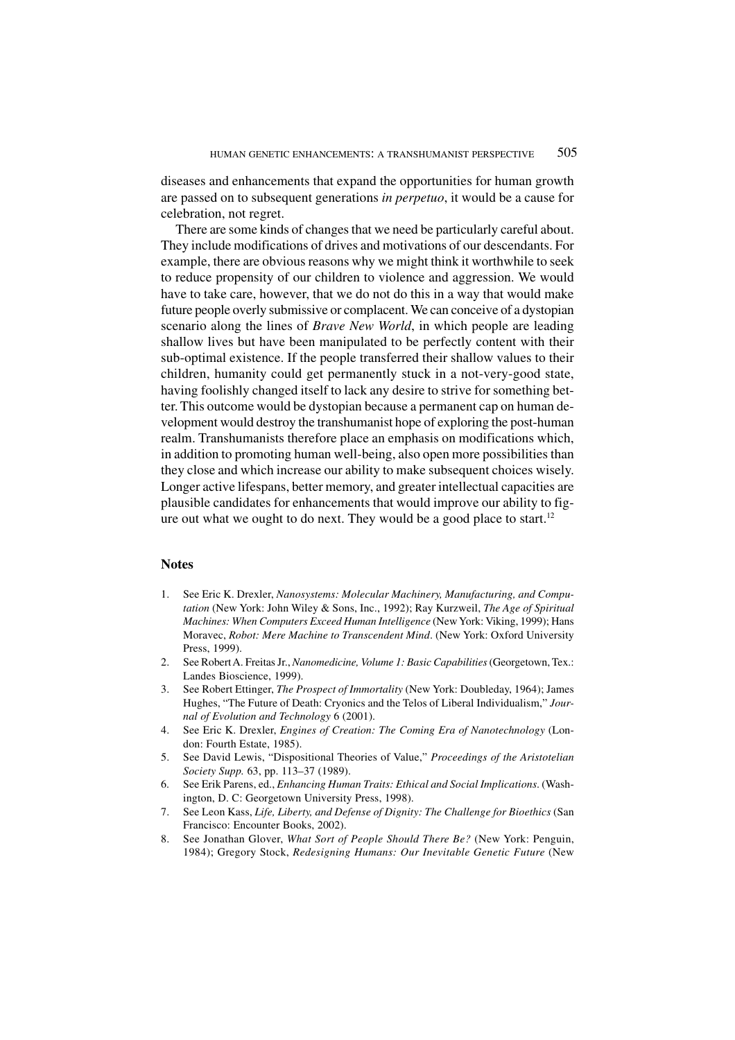diseases and enhancements that expand the opportunities for human growth are passed on to subsequent generations *in perpetuo*, it would be a cause for celebration, not regret.

There are some kinds of changes that we need be particularly careful about. They include modifications of drives and motivations of our descendants. For example, there are obvious reasons why we might think it worthwhile to seek to reduce propensity of our children to violence and aggression. We would have to take care, however, that we do not do this in a way that would make future people overly submissive or complacent. We can conceive of a dystopian scenario along the lines of *Brave New World*, in which people are leading shallow lives but have been manipulated to be perfectly content with their sub-optimal existence. If the people transferred their shallow values to their children, humanity could get permanently stuck in a not-very-good state, having foolishly changed itself to lack any desire to strive for something better. This outcome would be dystopian because a permanent cap on human development would destroy the transhumanist hope of exploring the post-human realm. Transhumanists therefore place an emphasis on modifications which, in addition to promoting human well-being, also open more possibilities than they close and which increase our ability to make subsequent choices wisely. Longer active lifespans, better memory, and greater intellectual capacities are plausible candidates for enhancements that would improve our ability to figure out what we ought to do next. They would be a good place to start.[12]

## Notes

1. See Eric K. Drexler, *Nanosystems: Molecular Machinery, Manufacturing, and Computation* (New York: John Wiley & Sons, Inc., 1992); Ray Kurzweil, *The Age of Spiritual Machines: When Computers Exceed Human Intelligence* (New York: Viking, 1999); Hans Moravec, *Robot: Mere Machine to Transcendent Mind*. (New York: Oxford University Press, 1999).
2. See Robert A. Freitas Jr., *Nanomedicine, Volume 1: Basic Capabilities* (Georgetown, Tex.: Landes Bioscience, 1999).
3. See Robert Ettinger, *The Prospect of Immortality* (New York: Doubleday, 1964); James Hughes, "The Future of Death: Cryonics and the Telos of Liberal Individualism," *Journal of Evolution and Technology* 6 (2001).
4. See Eric K. Drexler, *Engines of Creation: The Coming Era of Nanotechnology* (London: Fourth Estate, 1985).
5. See David Lewis, "Dispositional Theories of Value," *Proceedings of the Aristotelian Society Supp.* 63, pp. 113–37 (1989).
6. See Erik Parens, ed., *Enhancing Human Traits: Ethical and Social Implications*. (Washington, D. C: Georgetown University Press, 1998).
7. See Leon Kass, *Life, Liberty, and Defense of Dignity: The Challenge for Bioethics* (San Francisco: Encounter Books, 2002).
8. See Jonathan Glover, *What Sort of People Should There Be?* (New York: Penguin, 1984); Gregory Stock, *Redesigning Humans: Our Inevitable Genetic Future* (New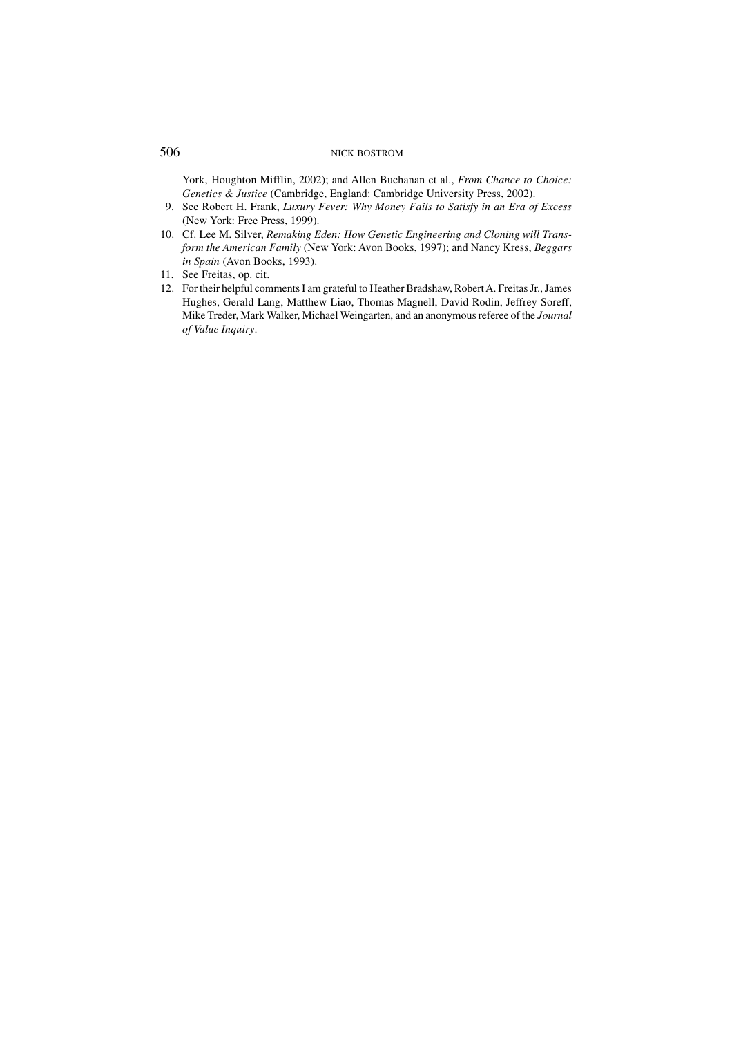York, Houghton Mifflin, 2002); and Allen Buchanan et al., *From Chance to Choice: Genetics & Justice* (Cambridge, England: Cambridge University Press, 2002).

9. See Robert H. Frank, *Luxury Fever: Why Money Fails to Satisfy in an Era of Excess* (New York: Free Press, 1999).
10. Cf. Lee M. Silver, *Remaking Eden: How Genetic Engineering and Cloning will Transform the American Family* (New York: Avon Books, 1997); and Nancy Kress, *Beggars in Spain* (Avon Books, 1993).
11. See Freitas, op. cit.
12. For their helpful comments I am grateful to Heather Bradshaw, Robert A. Freitas Jr., James Hughes, Gerald Lang, Matthew Liao, Thomas Magnell, David Rodin, Jeffrey Soreff, Mike Treder, Mark Walker, Michael Weingarten, and an anonymous referee of the *Journal of Value Inquiry*.